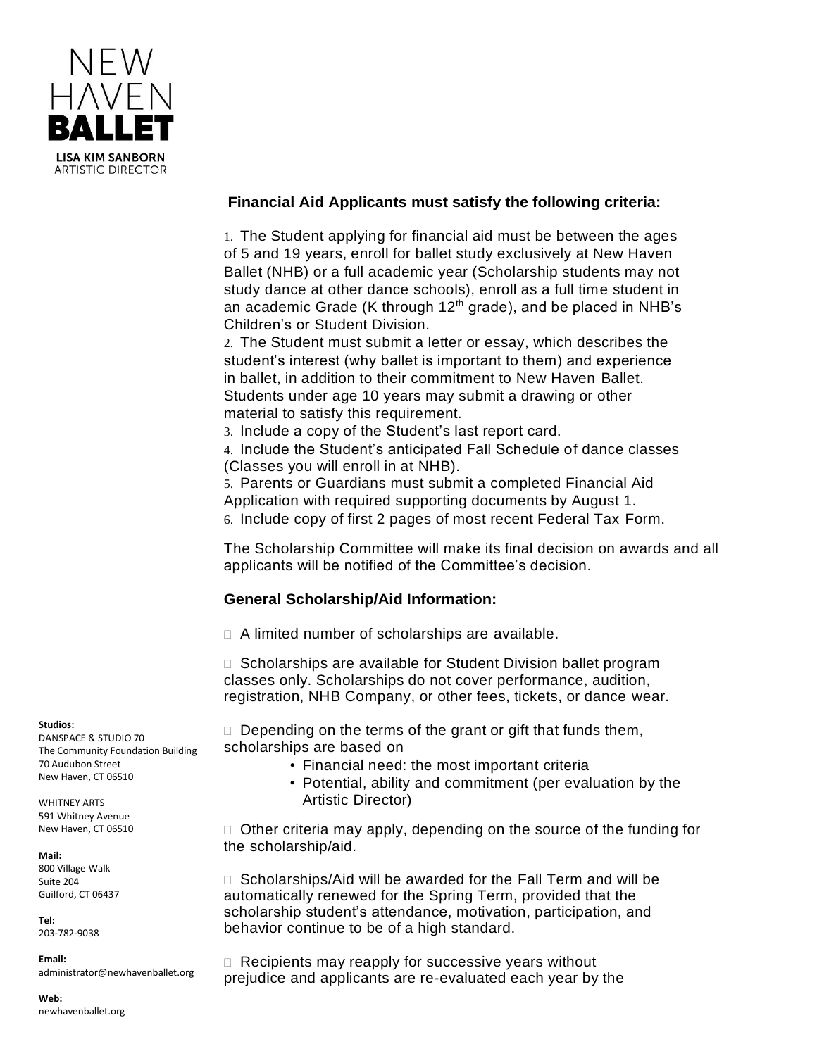# NEW HAVEN BALLET

**LISA KIM SANBORN**
ARTISTIC DIRECTOR

**Studios:**
DANSPACE & STUDIO 70
The Community Foundation Building
70 Audubon Street
New Haven, CT 06510

WHITNEY ARTS
591 Whitney Avenue
New Haven, CT 06510

**Mail:**
800 Village Walk
Suite 204
Guilford, CT 06437

**Tel:**
203-782-9038

**Email:**
administrator@newhavenballet.org

**Web:**
newhavenballet.org

### Financial Aid Applicants must satisfy the following criteria:

1. The Student applying for financial aid must be between the ages of 5 and 19 years, enroll for ballet study exclusively at New Haven Ballet (NHB) or a full academic year (Scholarship students may not study dance at other dance schools), enroll as a full time student in an academic Grade (K through 12th grade), and be placed in NHB's Children's or Student Division.
2. The Student must submit a letter or essay, which describes the student's interest (why ballet is important to them) and experience in ballet, in addition to their commitment to New Haven Ballet. Students under age 10 years may submit a drawing or other material to satisfy this requirement.
3. Include a copy of the Student's last report card.
4. Include the Student's anticipated Fall Schedule of dance classes (Classes you will enroll in at NHB).
5. Parents or Guardians must submit a completed Financial Aid Application with required supporting documents by August 1.
6. Include copy of first 2 pages of most recent Federal Tax Form.

The Scholarship Committee will make its final decision on awards and all applicants will be notified of the Committee's decision.

### General Scholarship/Aid Information:

- A limited number of scholarships are available.
- Scholarships are available for Student Division ballet program classes only. Scholarships do not cover performance, audition, registration, NHB Company, or other fees, tickets, or dance wear.
- Depending on the terms of the grant or gift that funds them, scholarships are based on
  - Financial need: the most important criteria
  - Potential, ability and commitment (per evaluation by the Artistic Director)
- Other criteria may apply, depending on the source of the funding for the scholarship/aid.
- Scholarships/Aid will be awarded for the Fall Term and will be automatically renewed for the Spring Term, provided that the scholarship student's attendance, motivation, participation, and behavior continue to be of a high standard.
- Recipients may reapply for successive years without prejudice and applicants are re-evaluated each year by the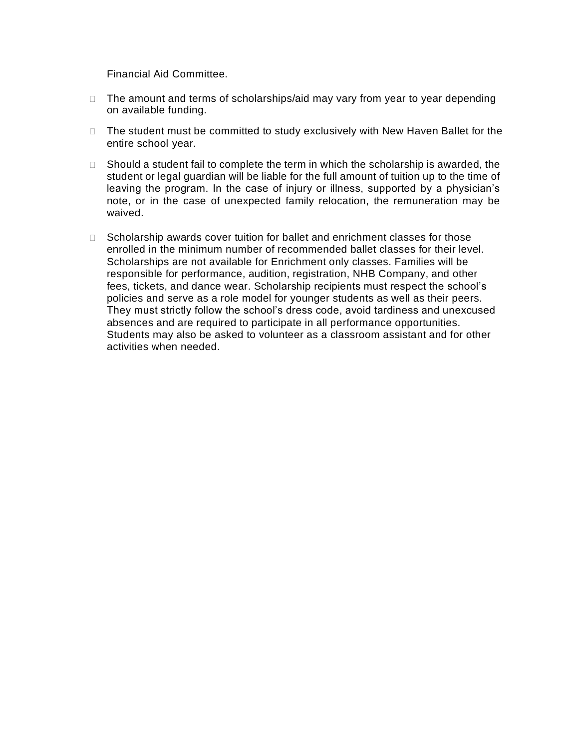Financial Aid Committee.

- The amount and terms of scholarships/aid may vary from year to year depending on available funding.

- The student must be committed to study exclusively with New Haven Ballet for the entire school year.

- Should a student fail to complete the term in which the scholarship is awarded, the student or legal guardian will be liable for the full amount of tuition up to the time of leaving the program. In the case of injury or illness, supported by a physician's note, or in the case of unexpected family relocation, the remuneration may be waived.

- Scholarship awards cover tuition for ballet and enrichment classes for those enrolled in the minimum number of recommended ballet classes for their level. Scholarships are not available for Enrichment only classes. Families will be responsible for performance, audition, registration, NHB Company, and other fees, tickets, and dance wear. Scholarship recipients must respect the school's policies and serve as a role model for younger students as well as their peers. They must strictly follow the school's dress code, avoid tardiness and unexcused absences and are required to participate in all performance opportunities. Students may also be asked to volunteer as a classroom assistant and for other activities when needed.